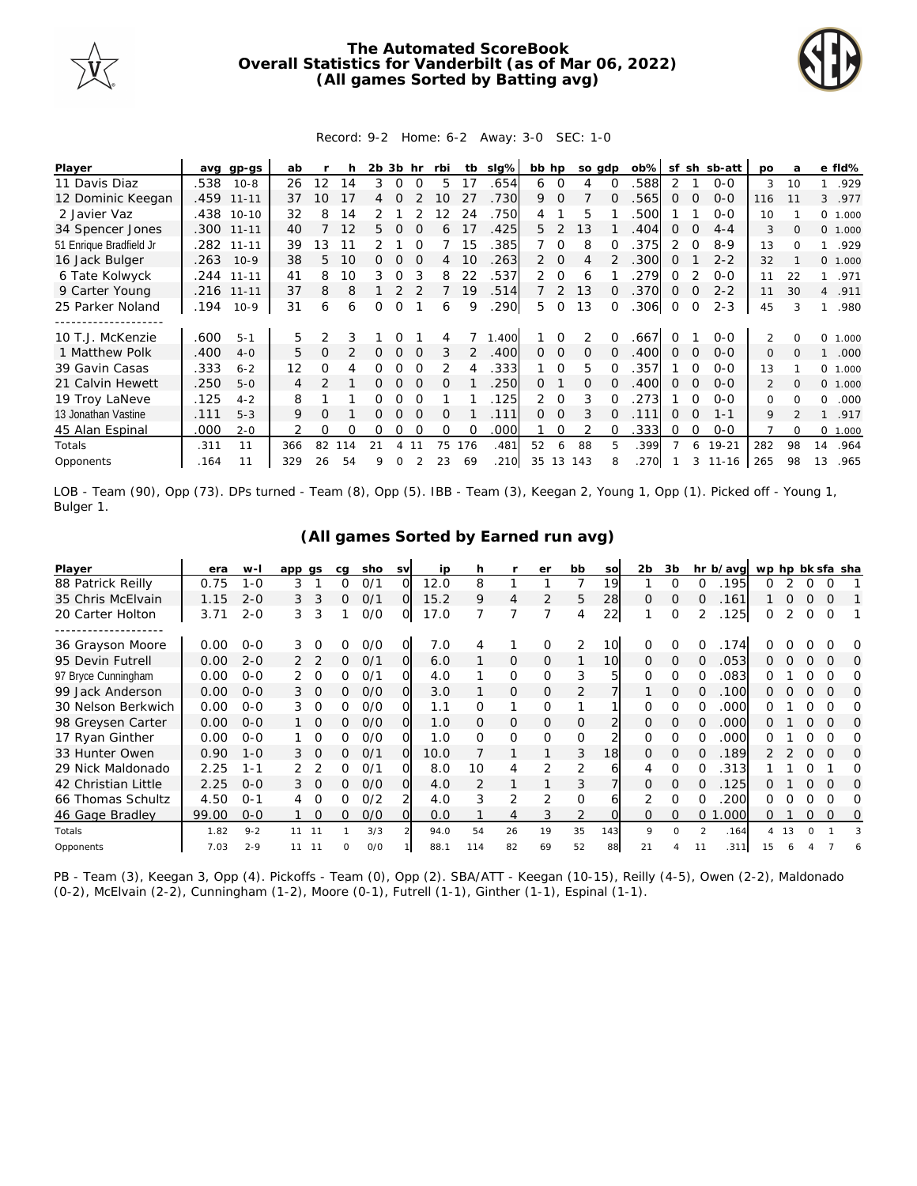# The Automated ScoreBook
## Overall Statistics for Vanderbilt (as of Mar 06, 2022)
## (All games Sorted by Batting avg)

Record: 9-2 Home: 6-2 Away: 3-0 SEC: 1-0

| Player | avg | gp-gs | ab | r | h | 2b | 3b | hr | rbi | tb | slg% | bb | hp | so | gdp | ob% | sf | sh | sb-att | po | a | e | fld% |
|---|---|---|---|---|---|---|---|---|---|---|---|---|---|---|---|---|---|---|---|---|---|---|---|
| 11 Davis Diaz | .538 | 10-8 | 26 | 12 | 14 | 3 | 0 | 0 | 5 | 17 | .654 | 6 | 0 | 4 | 0 | .588 | 2 | 1 | 0-0 | 3 | 10 | 1 | .929 |
| 12 Dominic Keegan | .459 | 11-11 | 37 | 10 | 17 | 4 | 0 | 2 | 10 | 27 | .730 | 9 | 0 | 7 | 0 | .565 | 0 | 0 | 0-0 | 116 | 11 | 3 | .977 |
| 2 Javier Vaz | .438 | 10-10 | 32 | 8 | 14 | 2 | 1 | 2 | 12 | 24 | .750 | 4 | 1 | 5 | 1 | .500 | 1 | 1 | 0-0 | 10 | 1 | 0 | 1.000 |
| 34 Spencer Jones | .300 | 11-11 | 40 | 7 | 12 | 5 | 0 | 0 | 6 | 17 | .425 | 5 | 2 | 13 | 1 | .404 | 0 | 0 | 4-4 | 3 | 0 | 0 | 1.000 |
| 51 Enrique Bradfield Jr | .282 | 11-11 | 39 | 13 | 11 | 2 | 1 | 0 | 7 | 15 | .385 | 7 | 0 | 8 | 0 | .375 | 2 | 0 | 8-9 | 13 | 0 | 1 | .929 |
| 16 Jack Bulger | .263 | 10-9 | 38 | 5 | 10 | 0 | 0 | 0 | 4 | 10 | .263 | 2 | 0 | 4 | 2 | .300 | 0 | 1 | 2-2 | 32 | 1 | 0 | 1.000 |
| 6 Tate Kolwyck | .244 | 11-11 | 41 | 8 | 10 | 3 | 0 | 3 | 8 | 22 | .537 | 2 | 0 | 6 | 1 | .279 | 0 | 2 | 0-0 | 11 | 22 | 1 | .971 |
| 9 Carter Young | .216 | 11-11 | 37 | 8 | 8 | 1 | 2 | 2 | 7 | 19 | .514 | 7 | 2 | 13 | 0 | .370 | 0 | 0 | 2-2 | 11 | 30 | 4 | .911 |
| 25 Parker Noland | .194 | 10-9 | 31 | 6 | 6 | 0 | 0 | 1 | 6 | 9 | .290 | 5 | 0 | 13 | 0 | .306 | 0 | 0 | 2-3 | 45 | 3 | 1 | .980 |
| 10 T.J. McKenzie | .600 | 5-1 | 5 | 2 | 3 | 1 | 0 | 1 | 4 | 7 | 1.400 | 1 | 0 | 2 | 0 | .667 | 0 | 1 | 0-0 | 2 | 0 | 0 | 1.000 |
| 1 Matthew Polk | .400 | 4-0 | 5 | 0 | 2 | 0 | 0 | 0 | 3 | 2 | .400 | 0 | 0 | 0 | 0 | .400 | 0 | 0 | 0-0 | 0 | 0 | 1 | .000 |
| 39 Gavin Casas | .333 | 6-2 | 12 | 0 | 4 | 0 | 0 | 0 | 2 | 4 | .333 | 1 | 0 | 5 | 0 | .357 | 1 | 0 | 0-0 | 13 | 1 | 0 | 1.000 |
| 21 Calvin Hewett | .250 | 5-0 | 4 | 2 | 1 | 0 | 0 | 0 | 0 | 1 | .250 | 0 | 1 | 0 | 0 | .400 | 0 | 0 | 0-0 | 2 | 0 | 0 | 1.000 |
| 19 Troy LaNeve | .125 | 4-2 | 8 | 1 | 1 | 0 | 0 | 0 | 1 | 1 | .125 | 2 | 0 | 3 | 0 | .273 | 1 | 0 | 0-0 | 0 | 0 | 0 | .000 |
| 13 Jonathan Vastine | .111 | 5-3 | 9 | 0 | 1 | 0 | 0 | 0 | 0 | 1 | .111 | 0 | 0 | 3 | 0 | .111 | 0 | 0 | 1-1 | 9 | 2 | 1 | .917 |
| 45 Alan Espinal | .000 | 2-0 | 2 | 0 | 0 | 0 | 0 | 0 | 0 | 0 | .000 | 1 | 0 | 2 | 0 | .333 | 0 | 0 | 0-0 | 7 | 0 | 0 | 1.000 |
| Totals | .311 | 11 | 366 | 82 | 114 | 21 | 4 | 11 | 75 | 176 | .481 | 52 | 6 | 88 | 5 | .399 | 7 | 6 | 19-21 | 282 | 98 | 14 | .964 |
| Opponents | .164 | 11 | 329 | 26 | 54 | 9 | 0 | 2 | 23 | 69 | .210 | 35 | 13 | 143 | 8 | .270 | 1 | 3 | 11-16 | 265 | 98 | 13 | .965 |

LOB - Team (90), Opp (73). DPs turned - Team (8), Opp (5). IBB - Team (3), Keegan 2, Young 1, Opp (1). Picked off - Young 1, Bulger 1.

## (All games Sorted by Earned run avg)

| Player | era | w-l | app | gs | cg | sho | sv | ip | h | r | er | bb | so | 2b | 3b | hr | b/avg | wp | hp | bk | sfa | sha |
|---|---|---|---|---|---|---|---|---|---|---|---|---|---|---|---|---|---|---|---|---|---|---|
| 88 Patrick Reilly | 0.75 | 1-0 | 3 | 1 | 0 | 0/1 | 0 | 12.0 | 8 | 1 | 1 | 7 | 19 | 1 | 0 | 0 | .195 | 0 | 2 | 0 | 0 | 1 |
| 35 Chris McElvain | 1.15 | 2-0 | 3 | 3 | 0 | 0/1 | 0 | 15.2 | 9 | 4 | 2 | 5 | 28 | 0 | 0 | 0 | .161 | 1 | 0 | 0 | 0 | 1 |
| 20 Carter Holton | 3.71 | 2-0 | 3 | 3 | 1 | 0/0 | 0 | 17.0 | 7 | 7 | 7 | 4 | 22 | 1 | 0 | 2 | .125 | 0 | 2 | 0 | 0 | 1 |
| 36 Grayson Moore | 0.00 | 0-0 | 3 | 0 | 0 | 0/0 | 0 | 7.0 | 4 | 1 | 0 | 2 | 10 | 0 | 0 | 0 | .174 | 0 | 0 | 0 | 0 | 0 |
| 95 Devin Futrell | 0.00 | 2-0 | 2 | 2 | 0 | 0/1 | 0 | 6.0 | 1 | 0 | 0 | 1 | 10 | 0 | 0 | 0 | .053 | 0 | 0 | 0 | 0 | 0 |
| 97 Bryce Cunningham | 0.00 | 0-0 | 2 | 0 | 0 | 0/1 | 0 | 4.0 | 1 | 0 | 0 | 3 | 5 | 0 | 0 | 0 | .083 | 0 | 1 | 0 | 0 | 0 |
| 99 Jack Anderson | 0.00 | 0-0 | 3 | 0 | 0 | 0/0 | 0 | 3.0 | 1 | 0 | 0 | 2 | 7 | 1 | 0 | 0 | .100 | 0 | 0 | 0 | 0 | 0 |
| 30 Nelson Berkwich | 0.00 | 0-0 | 3 | 0 | 0 | 0/0 | 0 | 1.1 | 0 | 1 | 0 | 1 | 1 | 0 | 0 | 0 | .000 | 0 | 1 | 0 | 0 | 0 |
| 98 Greysen Carter | 0.00 | 0-0 | 1 | 0 | 0 | 0/0 | 0 | 1.0 | 0 | 0 | 0 | 0 | 2 | 0 | 0 | 0 | .000 | 0 | 1 | 0 | 0 | 0 |
| 17 Ryan Ginther | 0.00 | 0-0 | 1 | 0 | 0 | 0/0 | 0 | 1.0 | 0 | 0 | 0 | 0 | 2 | 0 | 0 | 0 | .000 | 0 | 1 | 0 | 0 | 0 |
| 33 Hunter Owen | 0.90 | 1-0 | 3 | 0 | 0 | 0/1 | 0 | 10.0 | 7 | 1 | 1 | 3 | 18 | 0 | 0 | 0 | .189 | 2 | 2 | 0 | 0 | 0 |
| 29 Nick Maldonado | 2.25 | 1-1 | 2 | 2 | 0 | 0/1 | 0 | 8.0 | 10 | 4 | 2 | 2 | 6 | 4 | 0 | 0 | .313 | 1 | 1 | 0 | 1 | 0 |
| 42 Christian Little | 2.25 | 0-0 | 3 | 0 | 0 | 0/0 | 0 | 4.0 | 2 | 1 | 1 | 3 | 7 | 0 | 0 | 0 | .125 | 0 | 1 | 0 | 0 | 0 |
| 66 Thomas Schultz | 4.50 | 0-1 | 4 | 0 | 0 | 0/2 | 2 | 4.0 | 3 | 2 | 2 | 0 | 6 | 2 | 0 | 0 | .200 | 0 | 0 | 0 | 0 | 0 |
| 46 Gage Bradley | 99.00 | 0-0 | 1 | 0 | 0 | 0/0 | 0 | 0.0 | 1 | 4 | 3 | 2 | 0 | 0 | 0 | 0 | 1.000 | 0 | 1 | 0 | 0 | 0 |
| Totals | 1.82 | 9-2 | 11 | 11 | 1 | 3/3 | 2 | 94.0 | 54 | 26 | 19 | 35 | 143 | 9 | 0 | 2 | .164 | 4 | 13 | 0 | 1 | 3 |
| Opponents | 7.03 | 2-9 | 11 | 11 | 0 | 0/0 | 1 | 88.1 | 114 | 82 | 69 | 52 | 88 | 21 | 4 | 11 | .311 | 15 | 6 | 4 | 7 | 6 |

PB - Team (3), Keegan 3, Opp (4). Pickoffs - Team (0), Opp (2). SBA/ATT - Keegan (10-15), Reilly (4-5), Owen (2-2), Maldonado (0-2), McElvain (2-2), Cunningham (1-2), Moore (0-1), Futrell (1-1), Ginther (1-1), Espinal (1-1).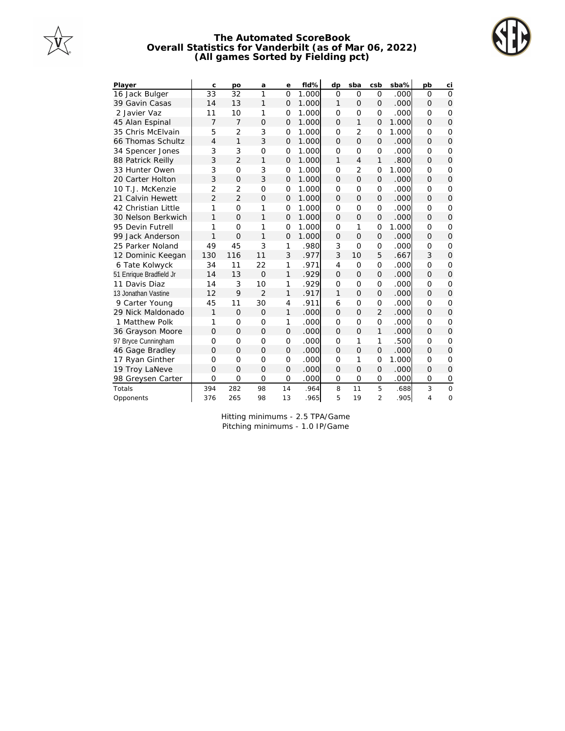# The Automated ScoreBook
## Overall Statistics for Vanderbilt (as of Mar 06, 2022)
### (All games Sorted by Fielding pct)

| Player | c | po | a | e | fld% | dp | sba | csb | sba% | pb | ci |
|---|---|---|---|---|---|---|---|---|---|---|---|
| 16 Jack Bulger | 33 | 32 | 1 | 0 | 1.000 | 0 | 0 | 0 | .000 | 0 | 0 |
| 39 Gavin Casas | 14 | 13 | 1 | 0 | 1.000 | 1 | 0 | 0 | .000 | 0 | 0 |
| 2 Javier Vaz | 11 | 10 | 1 | 0 | 1.000 | 0 | 0 | 0 | .000 | 0 | 0 |
| 45 Alan Espinal | 7 | 7 | 0 | 0 | 1.000 | 0 | 1 | 0 | 1.000 | 0 | 0 |
| 35 Chris McElvain | 5 | 2 | 3 | 0 | 1.000 | 0 | 2 | 0 | 1.000 | 0 | 0 |
| 66 Thomas Schultz | 4 | 1 | 3 | 0 | 1.000 | 0 | 0 | 0 | .000 | 0 | 0 |
| 34 Spencer Jones | 3 | 3 | 0 | 0 | 1.000 | 0 | 0 | 0 | .000 | 0 | 0 |
| 88 Patrick Reilly | 3 | 2 | 1 | 0 | 1.000 | 1 | 4 | 1 | .800 | 0 | 0 |
| 33 Hunter Owen | 3 | 0 | 3 | 0 | 1.000 | 0 | 2 | 0 | 1.000 | 0 | 0 |
| 20 Carter Holton | 3 | 0 | 3 | 0 | 1.000 | 0 | 0 | 0 | .000 | 0 | 0 |
| 10 T.J. McKenzie | 2 | 2 | 0 | 0 | 1.000 | 0 | 0 | 0 | .000 | 0 | 0 |
| 21 Calvin Hewett | 2 | 2 | 0 | 0 | 1.000 | 0 | 0 | 0 | .000 | 0 | 0 |
| 42 Christian Little | 1 | 0 | 1 | 0 | 1.000 | 0 | 0 | 0 | .000 | 0 | 0 |
| 30 Nelson Berkwich | 1 | 0 | 1 | 0 | 1.000 | 0 | 0 | 0 | .000 | 0 | 0 |
| 95 Devin Futrell | 1 | 0 | 1 | 0 | 1.000 | 0 | 1 | 0 | 1.000 | 0 | 0 |
| 99 Jack Anderson | 1 | 0 | 1 | 0 | 1.000 | 0 | 0 | 0 | .000 | 0 | 0 |
| 25 Parker Noland | 49 | 45 | 3 | 1 | .980 | 3 | 0 | 0 | .000 | 0 | 0 |
| 12 Dominic Keegan | 130 | 116 | 11 | 3 | .977 | 3 | 10 | 5 | .667 | 3 | 0 |
| 6 Tate Kolwyck | 34 | 11 | 22 | 1 | .971 | 4 | 0 | 0 | .000 | 0 | 0 |
| 51 Enrique Bradfield Jr | 14 | 13 | 0 | 1 | .929 | 0 | 0 | 0 | .000 | 0 | 0 |
| 11 Davis Diaz | 14 | 3 | 10 | 1 | .929 | 0 | 0 | 0 | .000 | 0 | 0 |
| 13 Jonathan Vastine | 12 | 9 | 2 | 1 | .917 | 1 | 0 | 0 | .000 | 0 | 0 |
| 9 Carter Young | 45 | 11 | 30 | 4 | .911 | 6 | 0 | 0 | .000 | 0 | 0 |
| 29 Nick Maldonado | 1 | 0 | 0 | 1 | .000 | 0 | 0 | 2 | .000 | 0 | 0 |
| 1 Matthew Polk | 1 | 0 | 0 | 1 | .000 | 0 | 0 | 0 | .000 | 0 | 0 |
| 36 Grayson Moore | 0 | 0 | 0 | 0 | .000 | 0 | 0 | 1 | .000 | 0 | 0 |
| 97 Bryce Cunningham | 0 | 0 | 0 | 0 | .000 | 0 | 1 | 1 | .500 | 0 | 0 |
| 46 Gage Bradley | 0 | 0 | 0 | 0 | .000 | 0 | 0 | 0 | .000 | 0 | 0 |
| 17 Ryan Ginther | 0 | 0 | 0 | 0 | .000 | 0 | 1 | 0 | 1.000 | 0 | 0 |
| 19 Troy LaNeve | 0 | 0 | 0 | 0 | .000 | 0 | 0 | 0 | .000 | 0 | 0 |
| 98 Greysen Carter | 0 | 0 | 0 | 0 | .000 | 0 | 0 | 0 | .000 | 0 | 0 |
| Totals | 394 | 282 | 98 | 14 | .964 | 8 | 11 | 5 | .688 | 3 | 0 |
| Opponents | 376 | 265 | 98 | 13 | .965 | 5 | 19 | 2 | .905 | 4 | 0 |

Hitting minimums - 2.5 TPA/Game
Pitching minimums - 1.0 IP/Game